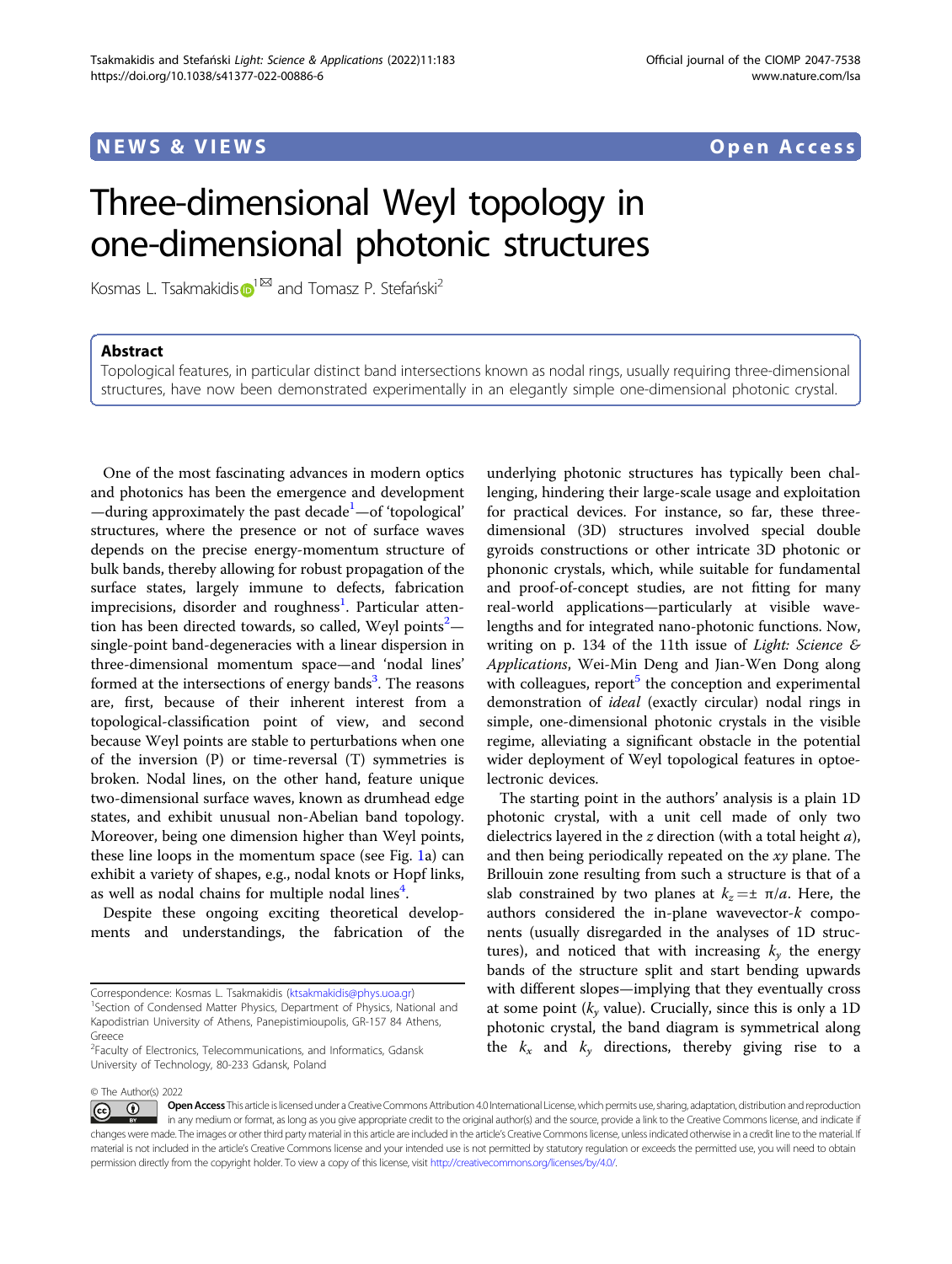NEWS & VIEWS Open Access

# Three-dimensional Weyl topology in one-dimensional photonic structures

Kosmas L. Tsakmakidis[1] and Tomasz P. Stefański[2]

## Abstract

Topological features, in particular distinct band intersections known as nodal rings, usually requiring three-dimensional structures, have now been demonstrated experimentally in an elegantly simple one-dimensional photonic crystal.

One of the most fascinating advances in modern optics and photonics has been the emergence and development —during approximately the past decade[1]—of 'topological' structures, where the presence or not of surface waves depends on the precise energy-momentum structure of bulk bands, thereby allowing for robust propagation of the surface states, largely immune to defects, fabrication imprecisions, disorder and roughness[1]. Particular attention has been directed towards, so called, Weyl points[2]— single-point band-degeneracies with a linear dispersion in three-dimensional momentum space—and 'nodal lines' formed at the intersections of energy bands[3]. The reasons are, first, because of their inherent interest from a topological-classification point of view, and second because Weyl points are stable to perturbations when one of the inversion (P) or time-reversal (T) symmetries is broken. Nodal lines, on the other hand, feature unique two-dimensional surface waves, known as drumhead edge states, and exhibit unusual non-Abelian band topology. Moreover, being one dimension higher than Weyl points, these line loops in the momentum space (see Fig. 1a) can exhibit a variety of shapes, e.g., nodal knots or Hopf links, as well as nodal chains for multiple nodal lines[4].

Despite these ongoing exciting theoretical developments and understandings, the fabrication of the underlying photonic structures has typically been challenging, hindering their large-scale usage and exploitation for practical devices. For instance, so far, these three-dimensional (3D) structures involved special double gyroids constructions or other intricate 3D photonic or phononic crystals, which, while suitable for fundamental and proof-of-concept studies, are not fitting for many real-world applications—particularly at visible wavelengths and for integrated nano-photonic functions. Now, writing on p. 134 of the 11th issue of *Light: Science & Applications*, Wei-Min Deng and Jian-Wen Dong along with colleagues, report[5] the conception and experimental demonstration of *ideal* (exactly circular) nodal rings in simple, one-dimensional photonic crystals in the visible regime, alleviating a significant obstacle in the potential wider deployment of Weyl topological features in optoelectronic devices.

The starting point in the authors' analysis is a plain 1D photonic crystal, with a unit cell made of only two dielectrics layered in the $z$ direction (with a total height $a$), and then being periodically repeated on the $xy$ plane. The Brillouin zone resulting from such a structure is that of a slab constrained by two planes at $k_z = \pm\ \pi/a$. Here, the authors considered the in-plane wavevector-$k$ components (usually disregarded in the analyses of 1D structures), and noticed that with increasing $k_y$ the energy bands of the structure split and start bending upwards with different slopes—implying that they eventually cross at some point ($k_y$ value). Crucially, since this is only a 1D photonic crystal, the band diagram is symmetrical along the $k_x$ and $k_y$ directions, thereby giving rise to a

Correspondence: Kosmas L. Tsakmakidis (ktsakmakidis@phys.uoa.gr)
[1]Section of Condensed Matter Physics, Department of Physics, National and Kapodistrian University of Athens, Panepistimioupolis, GR-157 84 Athens, Greece
[2]Faculty of Electronics, Telecommunications, and Informatics, Gdansk University of Technology, 80-233 Gdansk, Poland

© The Author(s) 2022

Open Access This article is licensed under a Creative Commons Attribution 4.0 International License, which permits use, sharing, adaptation, distribution and reproduction in any medium or format, as long as you give appropriate credit to the original author(s) and the source, provide a link to the Creative Commons license, and indicate if changes were made. The images or other third party material in this article are included in the article's Creative Commons license, unless indicated otherwise in a credit line to the material. If material is not included in the article's Creative Commons license and your intended use is not permitted by statutory regulation or exceeds the permitted use, you will need to obtain permission directly from the copyright holder. To view a copy of this license, visit http://creativecommons.org/licenses/by/4.0/.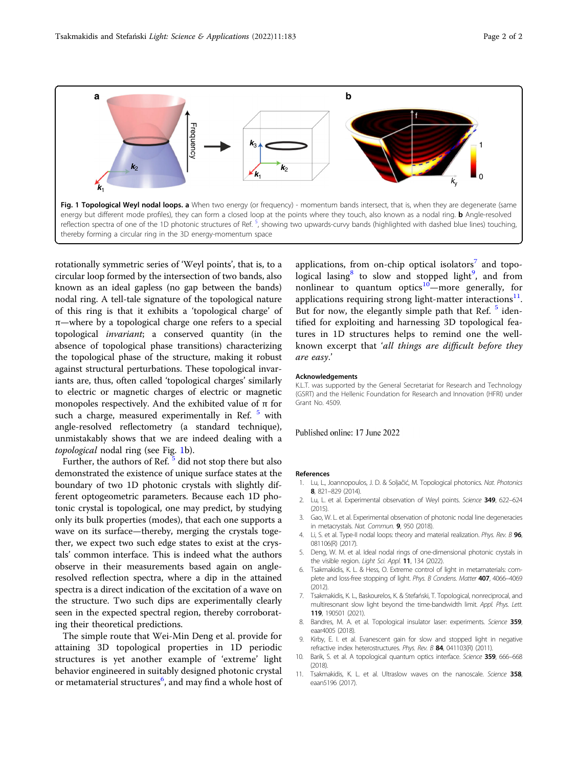a

Frequency

$k_2$

$k_1$

$k_3$

$k_2$

$k_1$

b

f

1

0

$k_y$

**Fig. 1 Topological Weyl nodal loops. a** When two energy (or frequency) - momentum bands intersect, that is, when they are degenerate (same energy but different mode profiles), they can form a closed loop at the points where they touch, also known as a nodal ring. **b** Angle-resolved reflection spectra of one of the 1D photonic structures of Ref. [5], showing two upwards-curvy bands (highlighted with dashed blue lines) touching, thereby forming a circular ring in the 3D energy-momentum space

rotationally symmetric series of 'Weyl points', that is, to a circular loop formed by the intersection of two bands, also known as an ideal gapless (no gap between the bands) nodal ring. A tell-tale signature of the topological nature of this ring is that it exhibits a 'topological charge' of π—where by a topological charge one refers to a special topological *invariant*; a conserved quantity (in the absence of topological phase transitions) characterizing the topological phase of the structure, making it robust against structural perturbations. These topological invariants are, thus, often called 'topological charges' similarly to electric or magnetic charges of electric or magnetic monopoles respectively. And the exhibited value of π for such a charge, measured experimentally in Ref. [5] with angle-resolved reflectometry (a standard technique), unmistakably shows that we are indeed dealing with a *topological* nodal ring (see Fig. 1b).

Further, the authors of Ref. [5] did not stop there but also demonstrated the existence of unique surface states at the boundary of two 1D photonic crystals with slightly different optogeometric parameters. Because each 1D photonic crystal is topological, one may predict, by studying only its bulk properties (modes), that each one supports a wave on its surface—thereby, merging the crystals together, we expect two such edge states to exist at the crystals' common interface. This is indeed what the authors observe in their measurements based again on angle-resolved reflection spectra, where a dip in the attained spectra is a direct indication of the excitation of a wave on the structure. Two such dips are experimentally clearly seen in the expected spectral region, thereby corroborating their theoretical predictions.

The simple route that Wei-Min Deng et al. provide for attaining 3D topological properties in 1D periodic structures is yet another example of 'extreme' light behavior engineered in suitably designed photonic crystal or metamaterial structures[6], and may find a whole host of applications, from on-chip optical isolators[7] and topological lasing[8] to slow and stopped light[9], and from nonlinear to quantum optics[10]—more generally, for applications requiring strong light-matter interactions[11]. But for now, the elegantly simple path that Ref. [5] identified for exploiting and harnessing 3D topological features in 1D structures helps to remind one the well-known excerpt that '*all things are difficult before they are easy*.'

## Acknowledgements

K.L.T. was supported by the General Secretariat for Research and Technology (GSRT) and the Hellenic Foundation for Research and Innovation (HFRI) under Grant No. 4509.

Published online: 17 June 2022

## References

1. Lu, L., Joannopoulos, J. D. & Soljačić, M. Topological photonics. *Nat. Photonics* **8**, 821–829 (2014).
2. Lu, L. et al. Experimental observation of Weyl points. *Science* **349**, 622–624 (2015).
3. Gao, W. L. et al. Experimental observation of photonic nodal line degeneracies in metacrystals. *Nat. Commun.* **9**, 950 (2018).
4. Li, S. et al. Type-II nodal loops: theory and material realization. *Phys. Rev. B* **96**, 081106(R) (2017).
5. Deng, W. M. et al. Ideal nodal rings of one-dimensional photonic crystals in the visible region. *Light Sci. Appl.* **11**, 134 (2022).
6. Tsakmakidis, K. L. & Hess, O. Extreme control of light in metamaterials: complete and loss-free stopping of light. *Phys. B Condens. Matter* **407**, 4066–4069 (2012).
7. Tsakmakidis, K. L., Baskourelos, K. & Stefański, T. Topological, nonreciprocal, and multiresonant slow light beyond the time-bandwidth limit. *Appl. Phys. Lett.* **119**, 190501 (2021).
8. Bandres, M. A. et al. Topological insulator laser: experiments. *Science* **359**, eaar4005 (2018).
9. Kirby, E. I. et al. Evanescent gain for slow and stopped light in negative refractive index heterostructures. *Phys. Rev. B* **84**, 041103(R) (2011).
10. Barik, S. et al. A topological quantum optics interface. *Science* **359**, 666–668 (2018).
11. Tsakmakidis, K. L. et al. Ultraslow waves on the nanoscale. *Science* **358**, eaan5196 (2017).